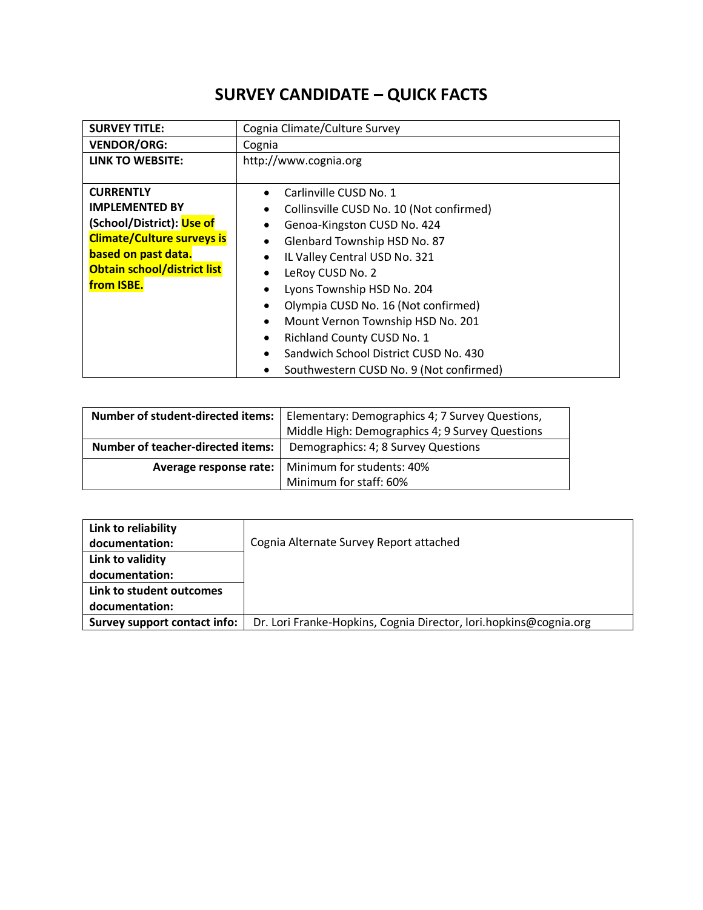# SURVEY CANDIDATE – QUICK FACTS

| | |
|---|---|
| **SURVEY TITLE:** | Cognia Climate/Culture Survey |
| **VENDOR/ORG:** | Cognia |
| **LINK TO WEBSITE:** | http://www.cognia.org |
| **CURRENTLY IMPLEMENTED BY (School/District): Use of Climate/Culture surveys is based on past data. Obtain school/district list from ISBE.** | • Carlinville CUSD No. 1<br>• Collinsville CUSD No. 10 (Not confirmed)<br>• Genoa-Kingston CUSD No. 424<br>• Glenbard Township HSD No. 87<br>• IL Valley Central USD No. 321<br>• LeRoy CUSD No. 2<br>• Lyons Township HSD No. 204<br>• Olympia CUSD No. 16 (Not confirmed)<br>• Mount Vernon Township HSD No. 201<br>• Richland County CUSD No. 1<br>• Sandwich School District CUSD No. 430<br>• Southwestern CUSD No. 9 (Not confirmed) |

| | |
|---|---|
| **Number of student-directed items:** | Elementary: Demographics 4; 7 Survey Questions,<br>Middle High: Demographics 4; 9 Survey Questions |
| **Number of teacher-directed items:** | Demographics: 4; 8 Survey Questions |
| **Average response rate:** | Minimum for students: 40%<br>Minimum for staff: 60% |

| | |
|---|---|
| **Link to reliability documentation:** | Cognia Alternate Survey Report attached |
| **Link to validity documentation:** | |
| **Link to student outcomes documentation:** | |
| **Survey support contact info:** | Dr. Lori Franke-Hopkins, Cognia Director, lori.hopkins@cognia.org |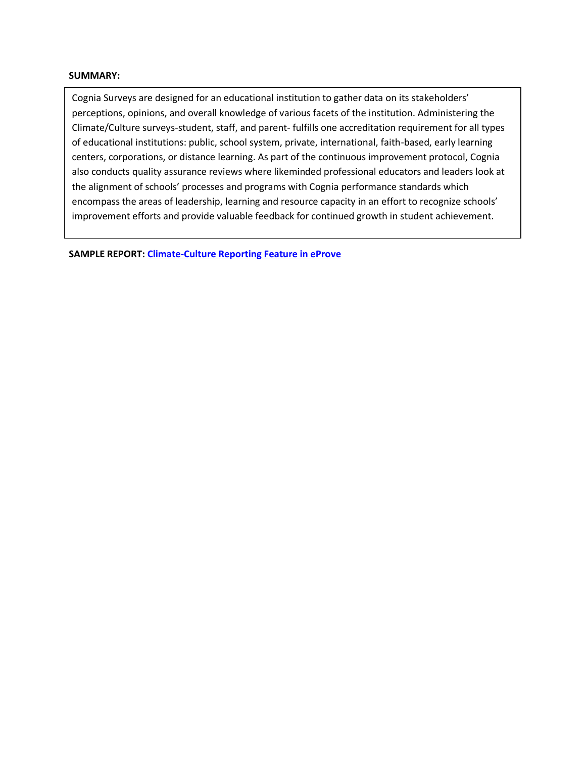**SUMMARY:**

Cognia Surveys are designed for an educational institution to gather data on its stakeholders' perceptions, opinions, and overall knowledge of various facets of the institution. Administering the Climate/Culture surveys-student, staff, and parent- fulfills one accreditation requirement for all types of educational institutions: public, school system, private, international, faith-based, early learning centers, corporations, or distance learning. As part of the continuous improvement protocol, Cognia also conducts quality assurance reviews where likeminded professional educators and leaders look at the alignment of schools' processes and programs with Cognia performance standards which encompass the areas of leadership, learning and resource capacity in an effort to recognize schools' improvement efforts and provide valuable feedback for continued growth in student achievement.

**SAMPLE REPORT:** Climate-Culture Reporting Feature in eProve